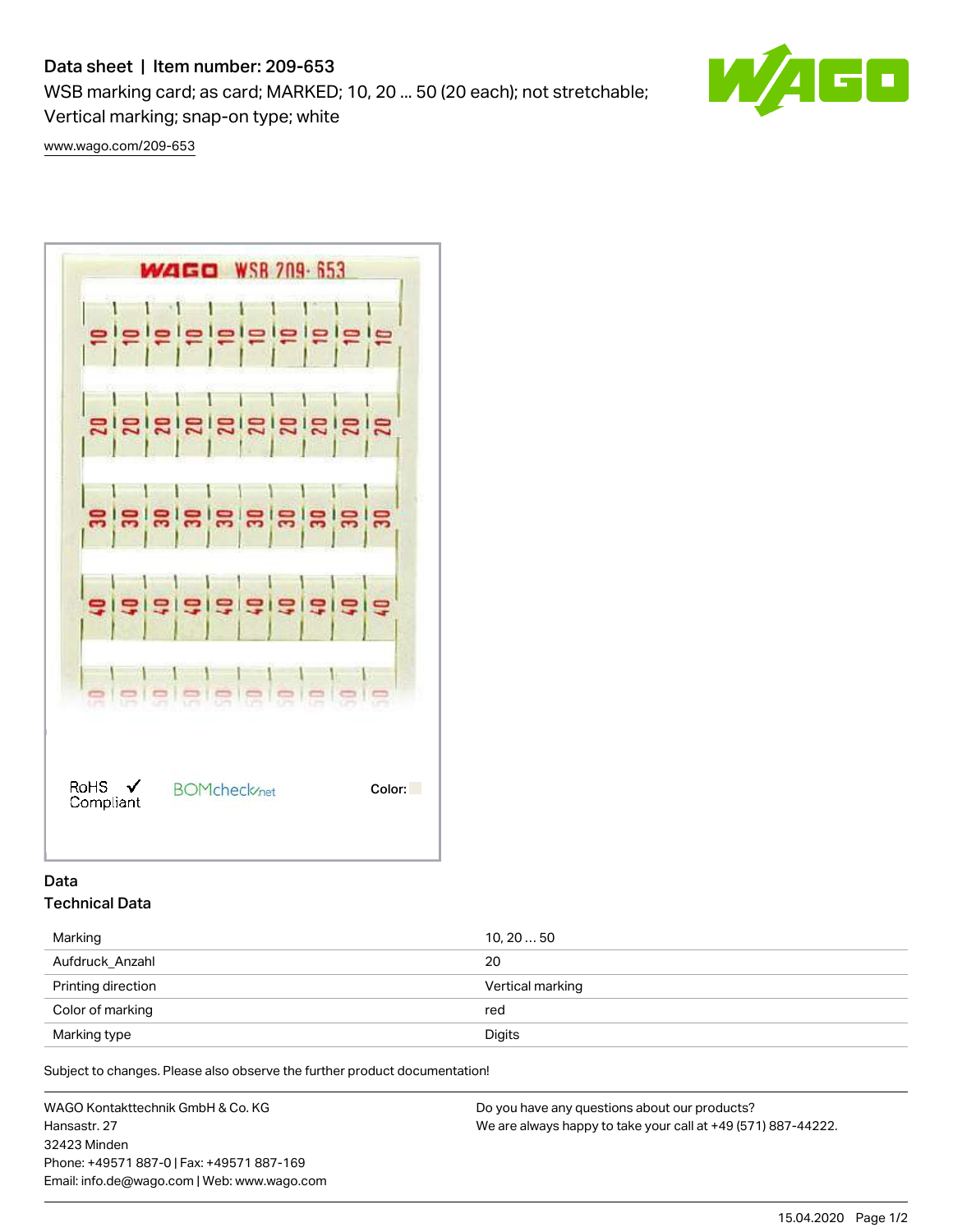# Data sheet | Item number: 209-653

WSB marking card; as card; MARKED; 10, 20 ... 50 (20 each); not stretchable; Vertical marking; snap-on type; white

www.wago.com/209-653

RoHS Compliant

Color:

## Data

### Technical Data

| | |
|---|---|
| Marking | 10, 20 ... 50 |
| Aufdruck_Anzahl | 20 |
| Printing direction | Vertical marking |
| Color of marking | red |
| Marking type | Digits |

Subject to changes. Please also observe the further product documentation!

WAGO Kontakttechnik GmbH & Co. KG
Hansastr. 27
32423 Minden
Phone: +49571 887-0 | Fax: +49571 887-169
Email: info.de@wago.com | Web: www.wago.com

Do you have any questions about our products?
We are always happy to take your call at +49 (571) 887-44222.

15.04.2020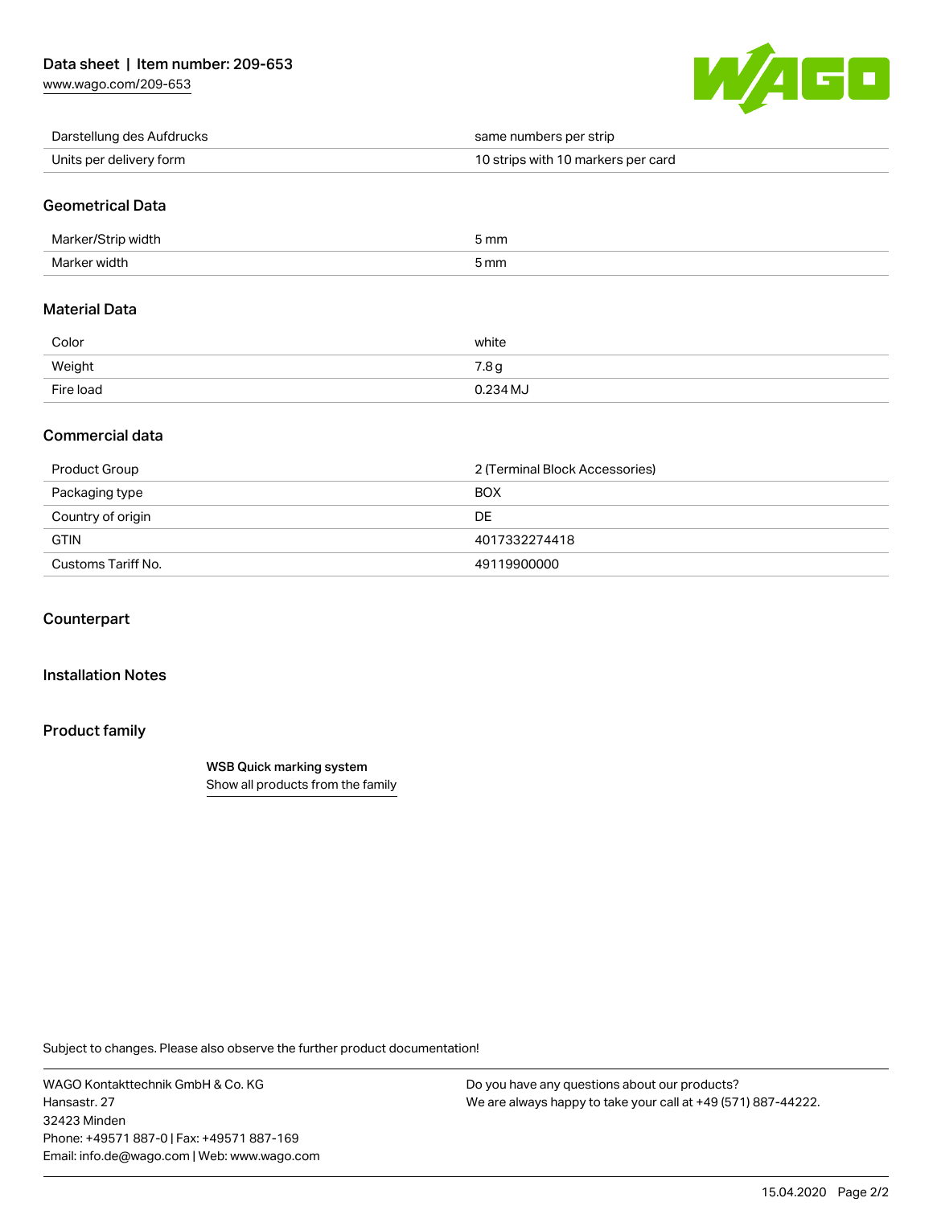| | |
|---|---|
| Darstellung des Aufdrucks | same numbers per strip |
| Units per delivery form | 10 strips with 10 markers per card |

## Geometrical Data

| | |
|---|---|
| Marker/Strip width | 5 mm |
| Marker width | 5 mm |

## Material Data

| | |
|---|---|
| Color | white |
| Weight | 7.8 g |
| Fire load | 0.234 MJ |

## Commercial data

| | |
|---|---|
| Product Group | 2 (Terminal Block Accessories) |
| Packaging type | BOX |
| Country of origin | DE |
| GTIN | 4017332274418 |
| Customs Tariff No. | 49119900000 |

## Counterpart

## Installation Notes

## Product family

**WSB Quick marking system**
Show all products from the family

Subject to changes. Please also observe the further product documentation!

WAGO Kontakttechnik GmbH & Co. KG
Hansastr. 27
32423 Minden
Phone: +49571 887-0 | Fax: +49571 887-169
Email: info.de@wago.com | Web: www.wago.com

Do you have any questions about our products?
We are always happy to take your call at +49 (571) 887-44222.